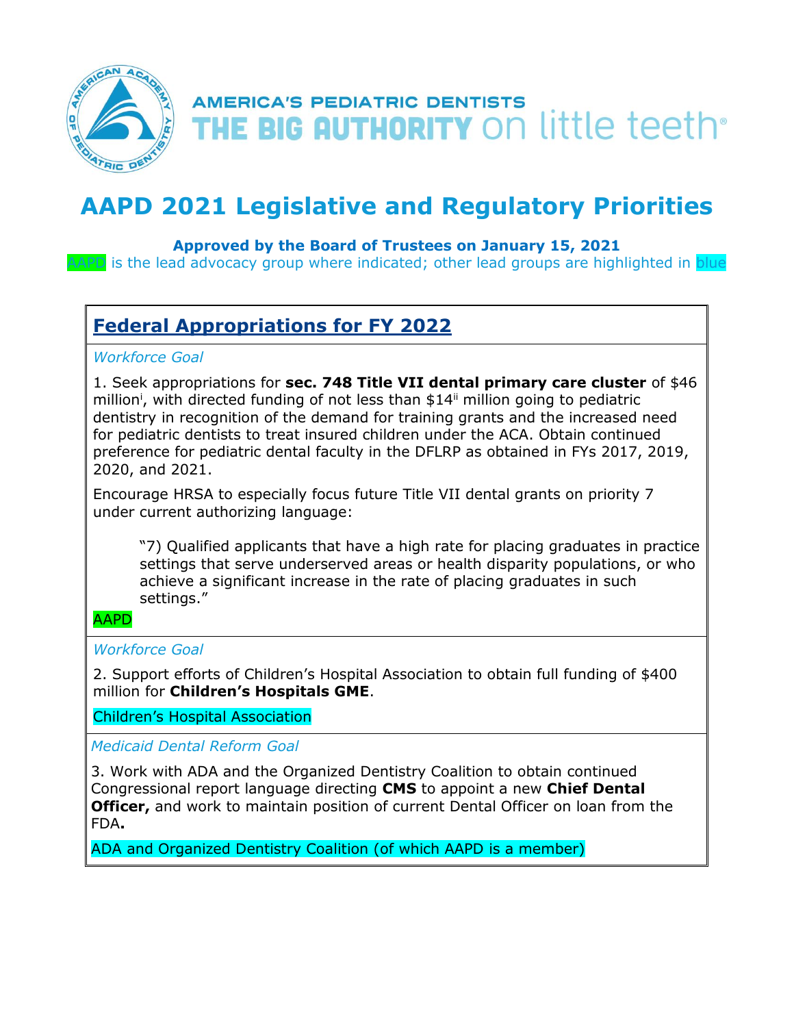AMERICA'S PEDIATRIC DENTISTS

THE BIG AUTHORITY on little teeth®

# AAPD 2021 Legislative and Regulatory Priorities

**Approved by the Board of Trustees on January 15, 2021**

AAPD is the lead advocacy group where indicated; other lead groups are highlighted in blue

## Federal Appropriations for FY 2022

*Workforce Goal*

1. Seek appropriations for **sec. 748 Title VII dental primary care cluster** of $46 million[i], with directed funding of not less than $14[ii] million going to pediatric dentistry in recognition of the demand for training grants and the increased need for pediatric dentists to treat insured children under the ACA. Obtain continued preference for pediatric dental faculty in the DFLRP as obtained in FYs 2017, 2019, 2020, and 2021.

Encourage HRSA to especially focus future Title VII dental grants on priority 7 under current authorizing language:

> "7) Qualified applicants that have a high rate for placing graduates in practice settings that serve underserved areas or health disparity populations, or who achieve a significant increase in the rate of placing graduates in such settings."

AAPD

*Workforce Goal*

2. Support efforts of Children's Hospital Association to obtain full funding of $400 million for **Children's Hospitals GME**.

Children's Hospital Association

*Medicaid Dental Reform Goal*

3. Work with ADA and the Organized Dentistry Coalition to obtain continued Congressional report language directing **CMS** to appoint a new **Chief Dental Officer,** and work to maintain position of current Dental Officer on loan from the FDA**.**

ADA and Organized Dentistry Coalition (of which AAPD is a member)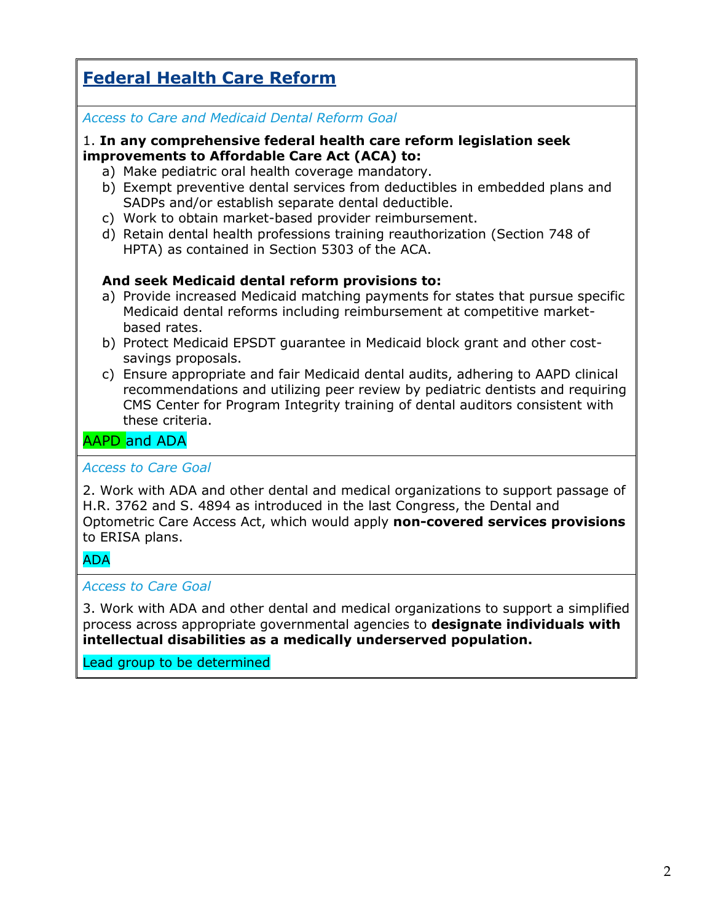## Federal Health Care Reform

*Access to Care and Medicaid Dental Reform Goal*

1. **In any comprehensive federal health care reform legislation seek improvements to Affordable Care Act (ACA) to:**
   a) Make pediatric oral health coverage mandatory.
   b) Exempt preventive dental services from deductibles in embedded plans and SADPs and/or establish separate dental deductible.
   c) Work to obtain market-based provider reimbursement.
   d) Retain dental health professions training reauthorization (Section 748 of HPTA) as contained in Section 5303 of the ACA.

   **And seek Medicaid dental reform provisions to:**
   a) Provide increased Medicaid matching payments for states that pursue specific Medicaid dental reforms including reimbursement at competitive market-based rates.
   b) Protect Medicaid EPSDT guarantee in Medicaid block grant and other cost-savings proposals.
   c) Ensure appropriate and fair Medicaid dental audits, adhering to AAPD clinical recommendations and utilizing peer review by pediatric dentists and requiring CMS Center for Program Integrity training of dental auditors consistent with these criteria.

AAPD and ADA

*Access to Care Goal*

2. Work with ADA and other dental and medical organizations to support passage of H.R. 3762 and S. 4894 as introduced in the last Congress, the Dental and Optometric Care Access Act, which would apply **non-covered services provisions** to ERISA plans.

ADA

*Access to Care Goal*

3. Work with ADA and other dental and medical organizations to support a simplified process across appropriate governmental agencies to **designate individuals with intellectual disabilities as a medically underserved population.**

Lead group to be determined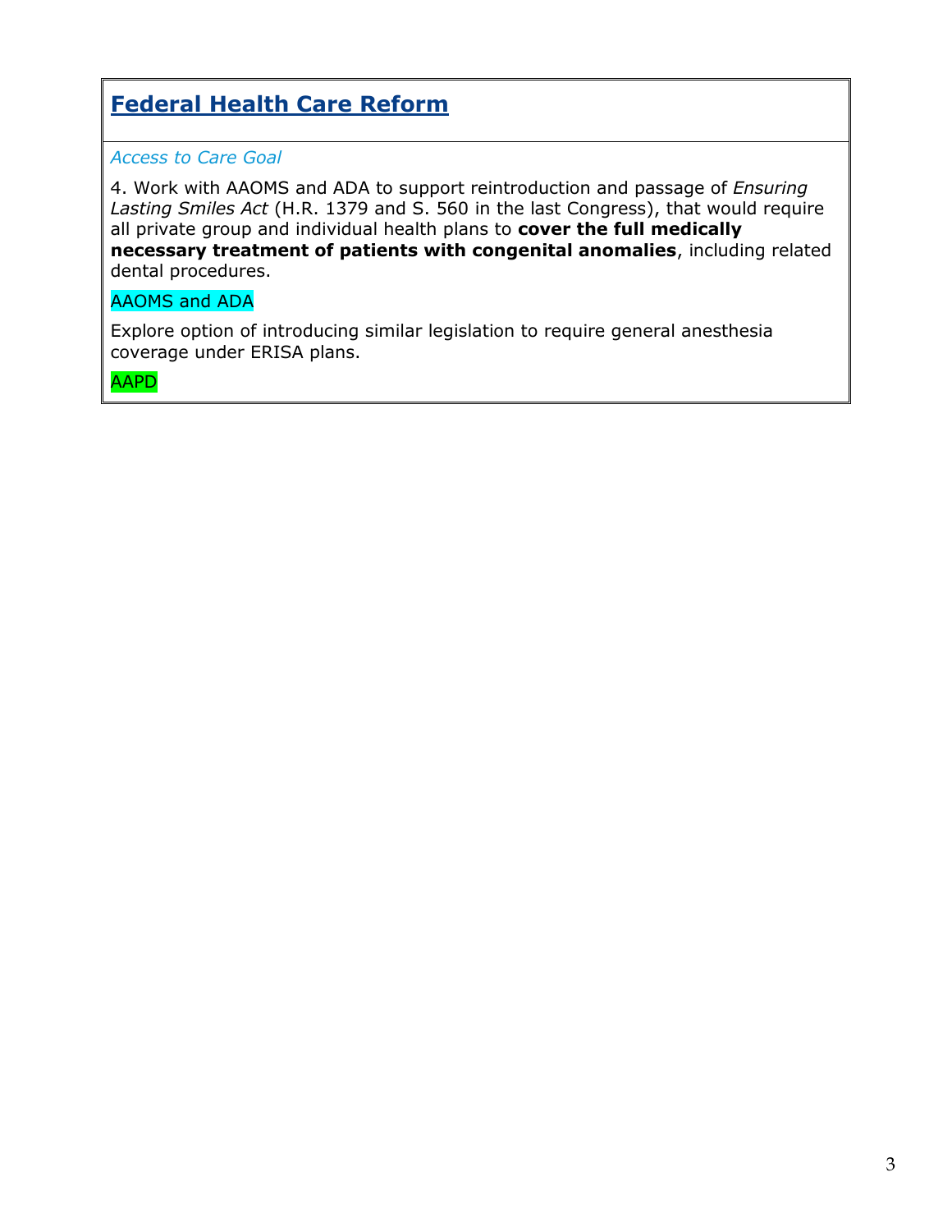## Federal Health Care Reform

*Access to Care Goal*

4. Work with AAOMS and ADA to support reintroduction and passage of *Ensuring Lasting Smiles Act* (H.R. 1379 and S. 560 in the last Congress), that would require all private group and individual health plans to **cover the full medically necessary treatment of patients with congenital anomalies**, including related dental procedures.

AAOMS and ADA

Explore option of introducing similar legislation to require general anesthesia coverage under ERISA plans.

AAPD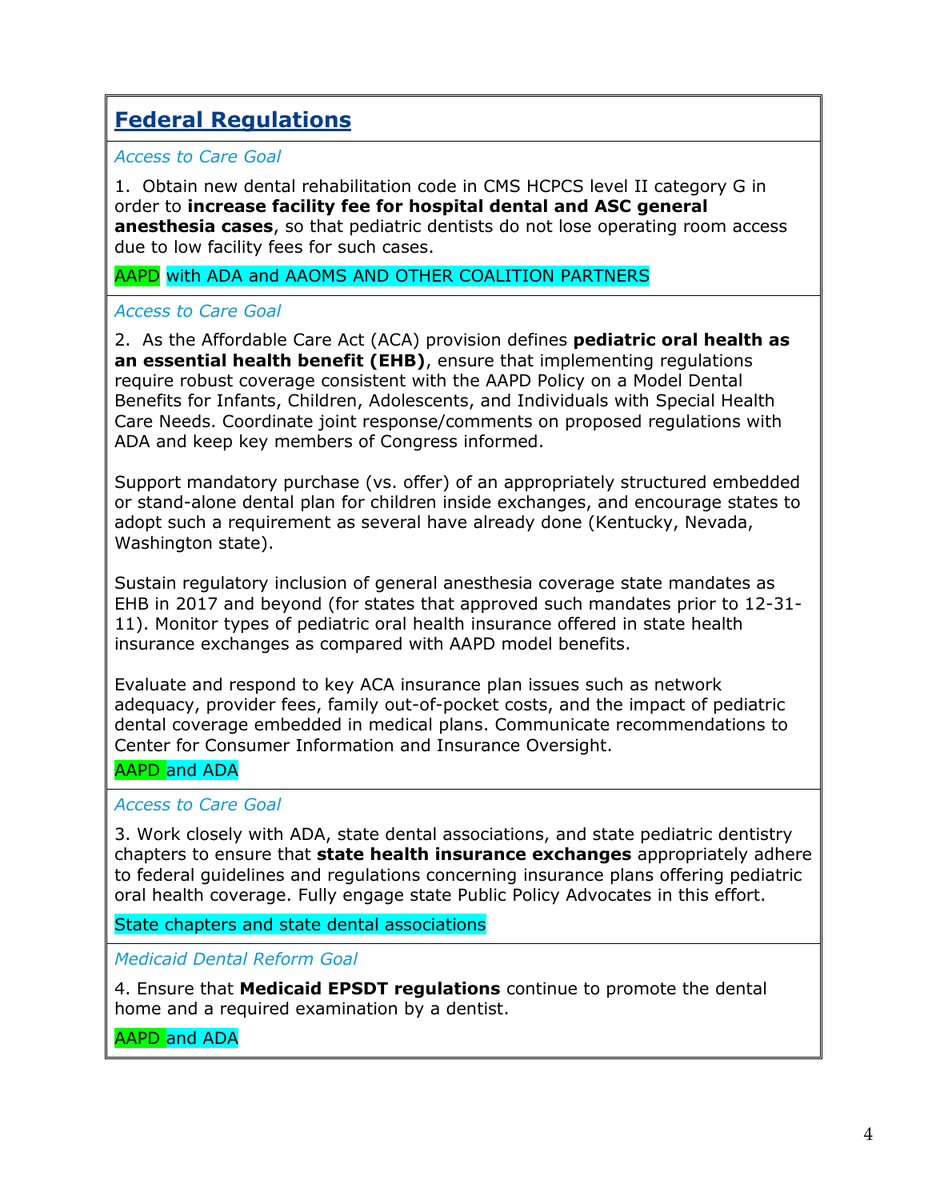## Federal Regulations

*Access to Care Goal*

1. Obtain new dental rehabilitation code in CMS HCPCS level II category G in order to **increase facility fee for hospital dental and ASC general anesthesia cases**, so that pediatric dentists do not lose operating room access due to low facility fees for such cases.

AAPD with ADA and AAOMS AND OTHER COALITION PARTNERS

*Access to Care Goal*

2. As the Affordable Care Act (ACA) provision defines **pediatric oral health as an essential health benefit (EHB)**, ensure that implementing regulations require robust coverage consistent with the AAPD Policy on a Model Dental Benefits for Infants, Children, Adolescents, and Individuals with Special Health Care Needs. Coordinate joint response/comments on proposed regulations with ADA and keep key members of Congress informed.

Support mandatory purchase (vs. offer) of an appropriately structured embedded or stand-alone dental plan for children inside exchanges, and encourage states to adopt such a requirement as several have already done (Kentucky, Nevada, Washington state).

Sustain regulatory inclusion of general anesthesia coverage state mandates as EHB in 2017 and beyond (for states that approved such mandates prior to 12-31-11). Monitor types of pediatric oral health insurance offered in state health insurance exchanges as compared with AAPD model benefits.

Evaluate and respond to key ACA insurance plan issues such as network adequacy, provider fees, family out-of-pocket costs, and the impact of pediatric dental coverage embedded in medical plans. Communicate recommendations to Center for Consumer Information and Insurance Oversight.

AAPD and ADA

*Access to Care Goal*

3. Work closely with ADA, state dental associations, and state pediatric dentistry chapters to ensure that **state health insurance exchanges** appropriately adhere to federal guidelines and regulations concerning insurance plans offering pediatric oral health coverage. Fully engage state Public Policy Advocates in this effort.

State chapters and state dental associations

*Medicaid Dental Reform Goal*

4. Ensure that **Medicaid EPSDT regulations** continue to promote the dental home and a required examination by a dentist.

AAPD and ADA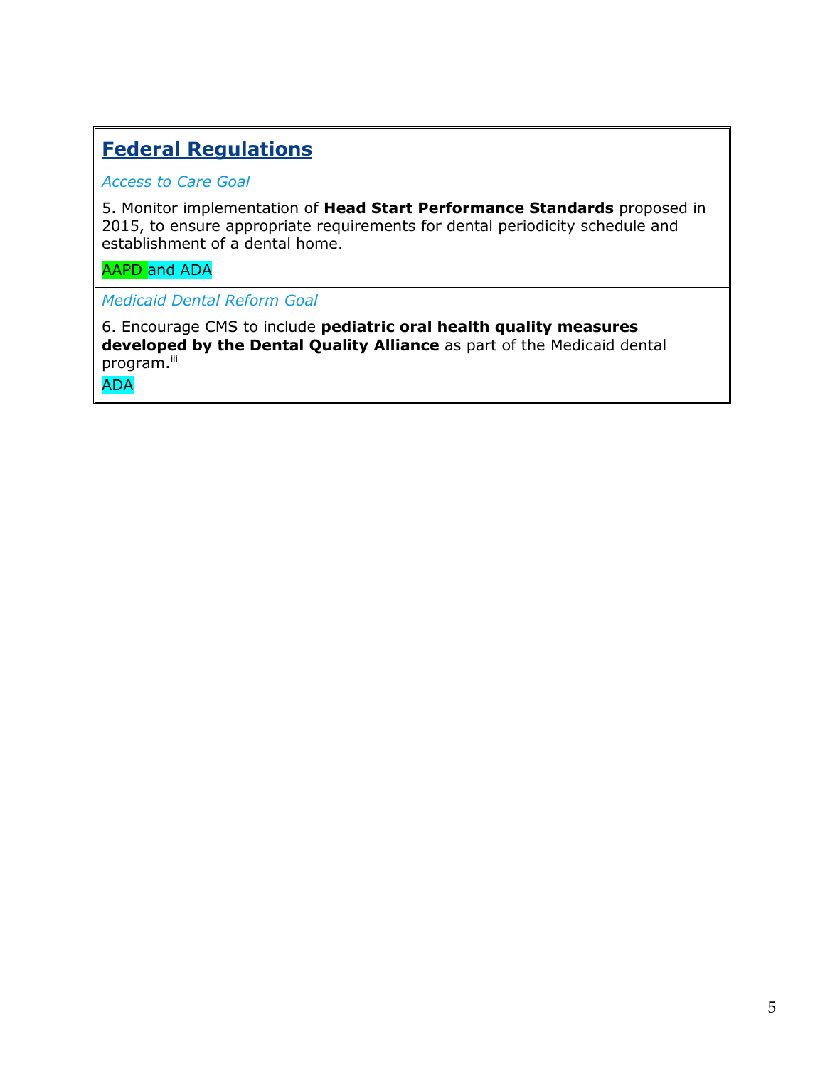## Federal Regulations

*Access to Care Goal*

5. Monitor implementation of **Head Start Performance Standards** proposed in 2015, to ensure appropriate requirements for dental periodicity schedule and establishment of a dental home.

AAPD and ADA

*Medicaid Dental Reform Goal*

6. Encourage CMS to include **pediatric oral health quality measures developed by the Dental Quality Alliance** as part of the Medicaid dental program.[iii]

ADA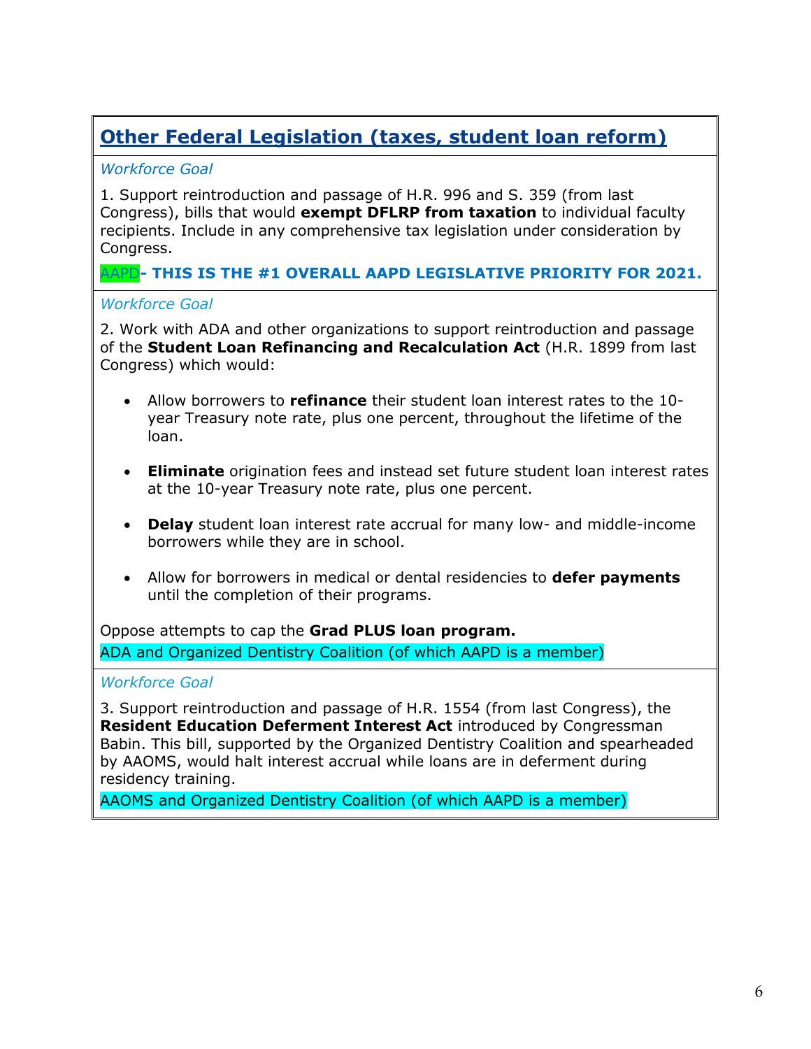## Other Federal Legislation (taxes, student loan reform)

*Workforce Goal*

1. Support reintroduction and passage of H.R. 996 and S. 359 (from last Congress), bills that would **exempt DFLRP from taxation** to individual faculty recipients. Include in any comprehensive tax legislation under consideration by Congress.

AAPD**- THIS IS THE #1 OVERALL AAPD LEGISLATIVE PRIORITY FOR 2021.**

*Workforce Goal*

2. Work with ADA and other organizations to support reintroduction and passage of the **Student Loan Refinancing and Recalculation Act** (H.R. 1899 from last Congress) which would:

- Allow borrowers to **refinance** their student loan interest rates to the 10-year Treasury note rate, plus one percent, throughout the lifetime of the loan.
- **Eliminate** origination fees and instead set future student loan interest rates at the 10-year Treasury note rate, plus one percent.
- **Delay** student loan interest rate accrual for many low- and middle-income borrowers while they are in school.
- Allow for borrowers in medical or dental residencies to **defer payments** until the completion of their programs.

Oppose attempts to cap the **Grad PLUS loan program.**

ADA and Organized Dentistry Coalition (of which AAPD is a member)

*Workforce Goal*

3. Support reintroduction and passage of H.R. 1554 (from last Congress), the **Resident Education Deferment Interest Act** introduced by Congressman Babin. This bill, supported by the Organized Dentistry Coalition and spearheaded by AAOMS, would halt interest accrual while loans are in deferment during residency training.

AAOMS and Organized Dentistry Coalition (of which AAPD is a member)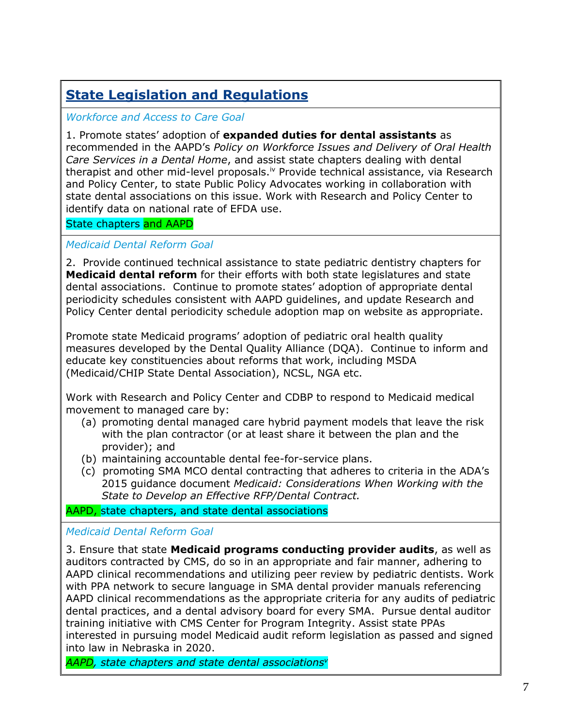## State Legislation and Regulations

*Workforce and Access to Care Goal*

1. Promote states' adoption of **expanded duties for dental assistants** as recommended in the AAPD's *Policy on Workforce Issues and Delivery of Oral Health Care Services in a Dental Home*, and assist state chapters dealing with dental therapist and other mid-level proposals.[iv] Provide technical assistance, via Research and Policy Center, to state Public Policy Advocates working in collaboration with state dental associations on this issue. Work with Research and Policy Center to identify data on national rate of EFDA use.

State chapters and AAPD

*Medicaid Dental Reform Goal*

2. Provide continued technical assistance to state pediatric dentistry chapters for **Medicaid dental reform** for their efforts with both state legislatures and state dental associations. Continue to promote states' adoption of appropriate dental periodicity schedules consistent with AAPD guidelines, and update Research and Policy Center dental periodicity schedule adoption map on website as appropriate.

Promote state Medicaid programs' adoption of pediatric oral health quality measures developed by the Dental Quality Alliance (DQA). Continue to inform and educate key constituencies about reforms that work, including MSDA (Medicaid/CHIP State Dental Association), NCSL, NGA etc.

Work with Research and Policy Center and CDBP to respond to Medicaid medical movement to managed care by:

(a) promoting dental managed care hybrid payment models that leave the risk with the plan contractor (or at least share it between the plan and the provider); and
(b) maintaining accountable dental fee-for-service plans.
(c) promoting SMA MCO dental contracting that adheres to criteria in the ADA's 2015 guidance document *Medicaid: Considerations When Working with the State to Develop an Effective RFP/Dental Contract.*

AAPD, state chapters, and state dental associations

*Medicaid Dental Reform Goal*

3. Ensure that state **Medicaid programs conducting provider audits**, as well as auditors contracted by CMS, do so in an appropriate and fair manner, adhering to AAPD clinical recommendations and utilizing peer review by pediatric dentists. Work with PPA network to secure language in SMA dental provider manuals referencing AAPD clinical recommendations as the appropriate criteria for any audits of pediatric dental practices, and a dental advisory board for every SMA. Pursue dental auditor training initiative with CMS Center for Program Integrity. Assist state PPAs interested in pursuing model Medicaid audit reform legislation as passed and signed into law in Nebraska in 2020.

*AAPD, state chapters and state dental associations*[v]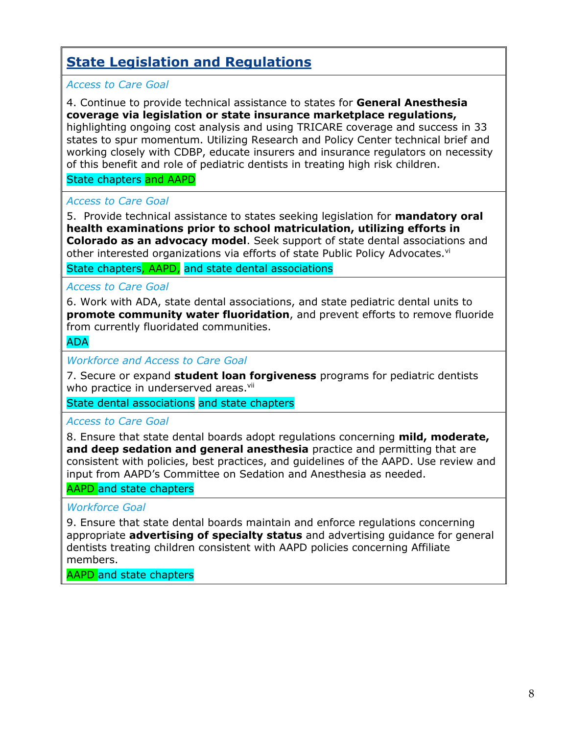## State Legislation and Regulations

*Access to Care Goal*

4. Continue to provide technical assistance to states for **General Anesthesia coverage via legislation or state insurance marketplace regulations,** highlighting ongoing cost analysis and using TRICARE coverage and success in 33 states to spur momentum. Utilizing Research and Policy Center technical brief and working closely with CDBP, educate insurers and insurance regulators on necessity of this benefit and role of pediatric dentists in treating high risk children.

State chapters and AAPD

*Access to Care Goal*

5. Provide technical assistance to states seeking legislation for **mandatory oral health examinations prior to school matriculation, utilizing efforts in Colorado as an advocacy model**. Seek support of state dental associations and other interested organizations via efforts of state Public Policy Advocates.[vi]

State chapters, AAPD, and state dental associations

*Access to Care Goal*

6. Work with ADA, state dental associations, and state pediatric dental units to **promote community water fluoridation**, and prevent efforts to remove fluoride from currently fluoridated communities.

ADA

*Workforce and Access to Care Goal*

7. Secure or expand **student loan forgiveness** programs for pediatric dentists who practice in underserved areas.[vii]

State dental associations and state chapters

*Access to Care Goal*

8. Ensure that state dental boards adopt regulations concerning **mild, moderate, and deep sedation and general anesthesia** practice and permitting that are consistent with policies, best practices, and guidelines of the AAPD. Use review and input from AAPD's Committee on Sedation and Anesthesia as needed.

AAPD and state chapters

*Workforce Goal*

9. Ensure that state dental boards maintain and enforce regulations concerning appropriate **advertising of specialty status** and advertising guidance for general dentists treating children consistent with AAPD policies concerning Affiliate members.

AAPD and state chapters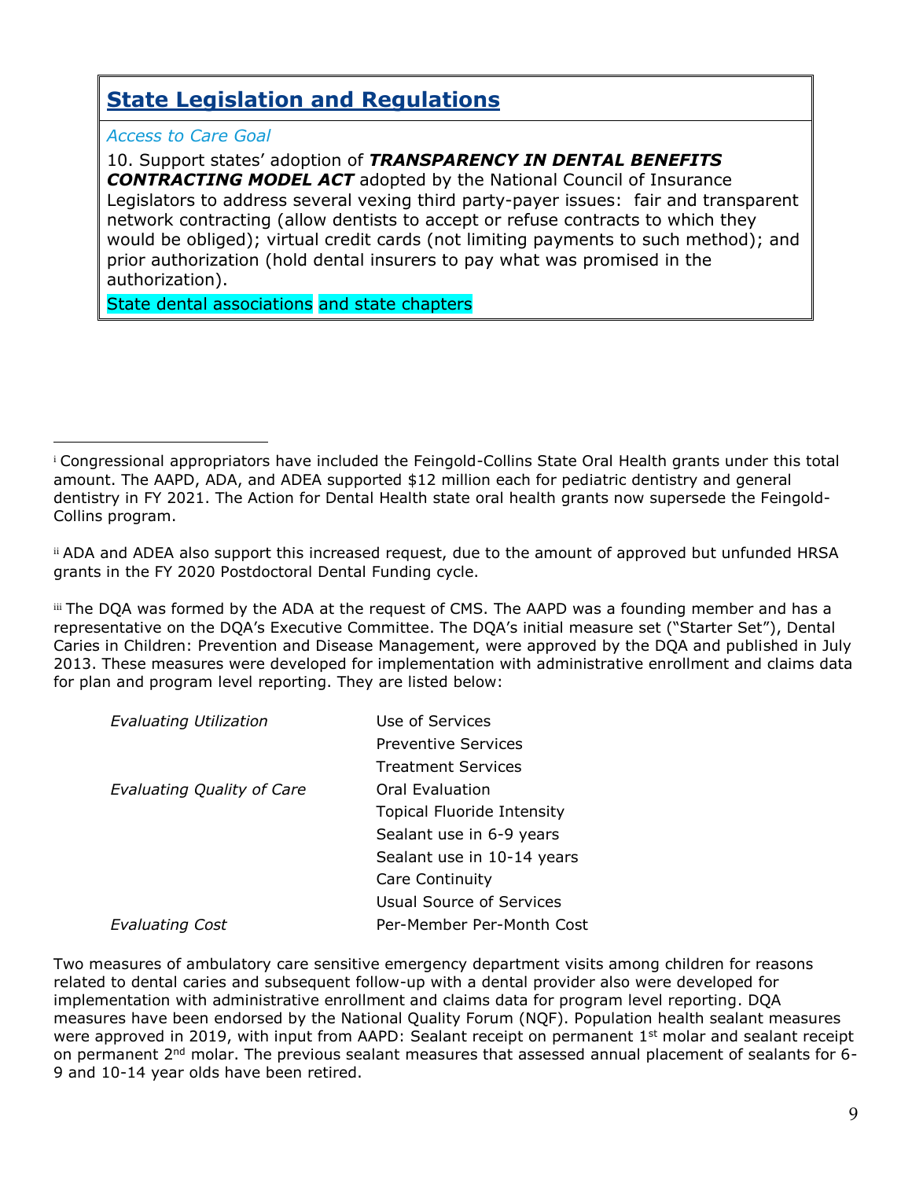## State Legislation and Regulations

*Access to Care Goal*

10. Support states' adoption of ***TRANSPARENCY IN DENTAL BENEFITS CONTRACTING MODEL ACT*** adopted by the National Council of Insurance Legislators to address several vexing third party-payer issues: fair and transparent network contracting (allow dentists to accept or refuse contracts to which they would be obliged); virtual credit cards (not limiting payments to such method); and prior authorization (hold dental insurers to pay what was promised in the authorization).

State dental associations and state chapters

---

[i] Congressional appropriators have included the Feingold-Collins State Oral Health grants under this total amount. The AAPD, ADA, and ADEA supported $12 million each for pediatric dentistry and general dentistry in FY 2021. The Action for Dental Health state oral health grants now supersede the Feingold-Collins program.

[ii] ADA and ADEA also support this increased request, due to the amount of approved but unfunded HRSA grants in the FY 2020 Postdoctoral Dental Funding cycle.

[iii] The DQA was formed by the ADA at the request of CMS. The AAPD was a founding member and has a representative on the DQA's Executive Committee. The DQA's initial measure set ("Starter Set"), Dental Caries in Children: Prevention and Disease Management, were approved by the DQA and published in July 2013. These measures were developed for implementation with administrative enrollment and claims data for plan and program level reporting. They are listed below:

| | |
|---|---|
| *Evaluating Utilization* | Use of Services |
| | Preventive Services |
| | Treatment Services |
| *Evaluating Quality of Care* | Oral Evaluation |
| | Topical Fluoride Intensity |
| | Sealant use in 6-9 years |
| | Sealant use in 10-14 years |
| | Care Continuity |
| | Usual Source of Services |
| *Evaluating Cost* | Per-Member Per-Month Cost |

Two measures of ambulatory care sensitive emergency department visits among children for reasons related to dental caries and subsequent follow-up with a dental provider also were developed for implementation with administrative enrollment and claims data for program level reporting. DQA measures have been endorsed by the National Quality Forum (NQF). Population health sealant measures were approved in 2019, with input from AAPD: Sealant receipt on permanent 1st molar and sealant receipt on permanent 2nd molar. The previous sealant measures that assessed annual placement of sealants for 6-9 and 10-14 year olds have been retired.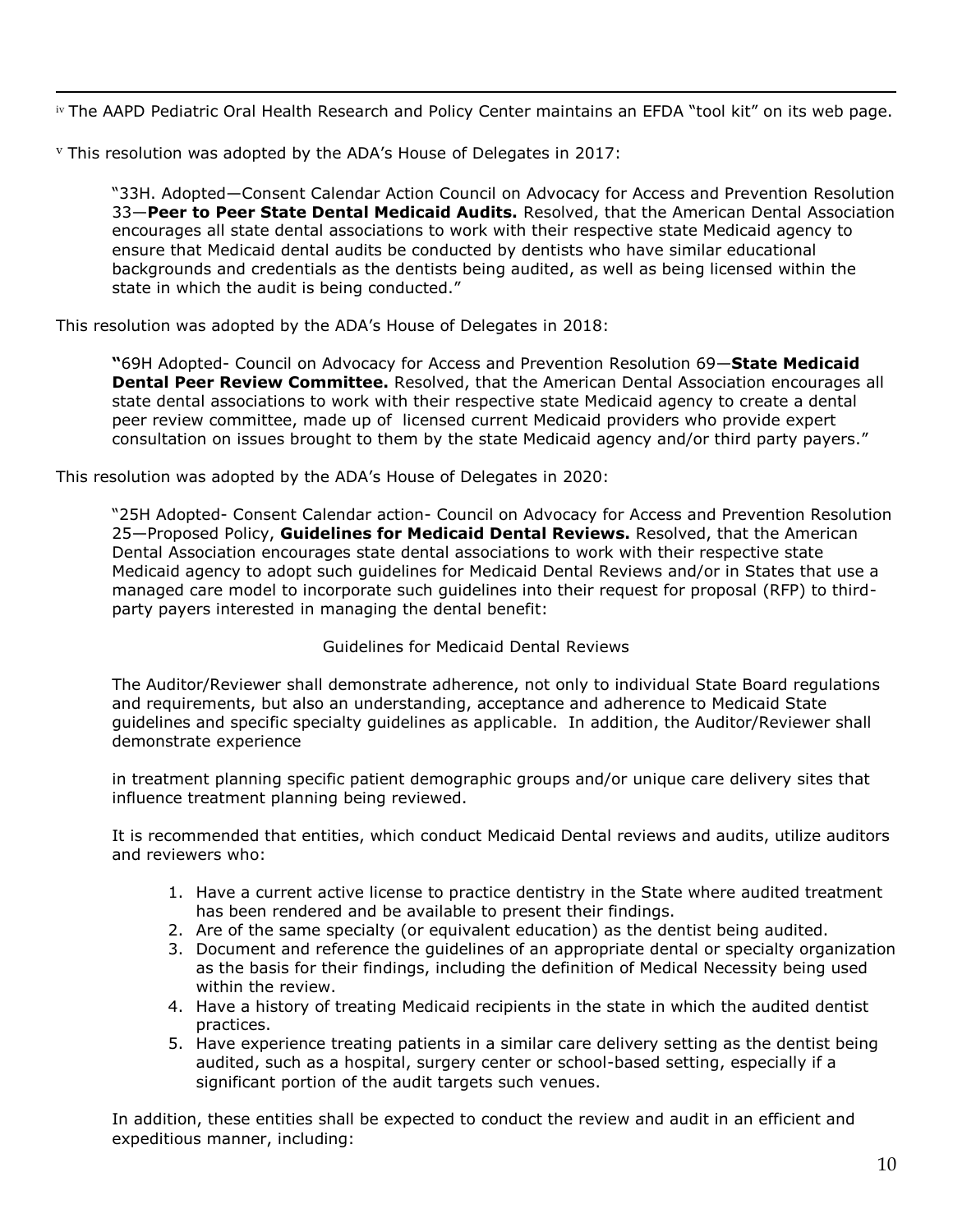[iv] The AAPD Pediatric Oral Health Research and Policy Center maintains an EFDA "tool kit" on its web page.

[v] This resolution was adopted by the ADA's House of Delegates in 2017:

> "33H. Adopted—Consent Calendar Action Council on Advocacy for Access and Prevention Resolution 33—**Peer to Peer State Dental Medicaid Audits.** Resolved, that the American Dental Association encourages all state dental associations to work with their respective state Medicaid agency to ensure that Medicaid dental audits be conducted by dentists who have similar educational backgrounds and credentials as the dentists being audited, as well as being licensed within the state in which the audit is being conducted."

This resolution was adopted by the ADA's House of Delegates in 2018:

> **"**69H Adopted- Council on Advocacy for Access and Prevention Resolution 69—**State Medicaid Dental Peer Review Committee.** Resolved, that the American Dental Association encourages all state dental associations to work with their respective state Medicaid agency to create a dental peer review committee, made up of licensed current Medicaid providers who provide expert consultation on issues brought to them by the state Medicaid agency and/or third party payers."

This resolution was adopted by the ADA's House of Delegates in 2020:

> "25H Adopted- Consent Calendar action- Council on Advocacy for Access and Prevention Resolution 25—Proposed Policy, **Guidelines for Medicaid Dental Reviews.** Resolved, that the American Dental Association encourages state dental associations to work with their respective state Medicaid agency to adopt such guidelines for Medicaid Dental Reviews and/or in States that use a managed care model to incorporate such guidelines into their request for proposal (RFP) to third-party payers interested in managing the dental benefit:
>
> Guidelines for Medicaid Dental Reviews
>
> The Auditor/Reviewer shall demonstrate adherence, not only to individual State Board regulations and requirements, but also an understanding, acceptance and adherence to Medicaid State guidelines and specific specialty guidelines as applicable. In addition, the Auditor/Reviewer shall demonstrate experience
>
> in treatment planning specific patient demographic groups and/or unique care delivery sites that influence treatment planning being reviewed.
>
> It is recommended that entities, which conduct Medicaid Dental reviews and audits, utilize auditors and reviewers who:
>
> 1. Have a current active license to practice dentistry in the State where audited treatment has been rendered and be available to present their findings.
> 2. Are of the same specialty (or equivalent education) as the dentist being audited.
> 3. Document and reference the guidelines of an appropriate dental or specialty organization as the basis for their findings, including the definition of Medical Necessity being used within the review.
> 4. Have a history of treating Medicaid recipients in the state in which the audited dentist practices.
> 5. Have experience treating patients in a similar care delivery setting as the dentist being audited, such as a hospital, surgery center or school-based setting, especially if a significant portion of the audit targets such venues.
>
> In addition, these entities shall be expected to conduct the review and audit in an efficient and expeditious manner, including: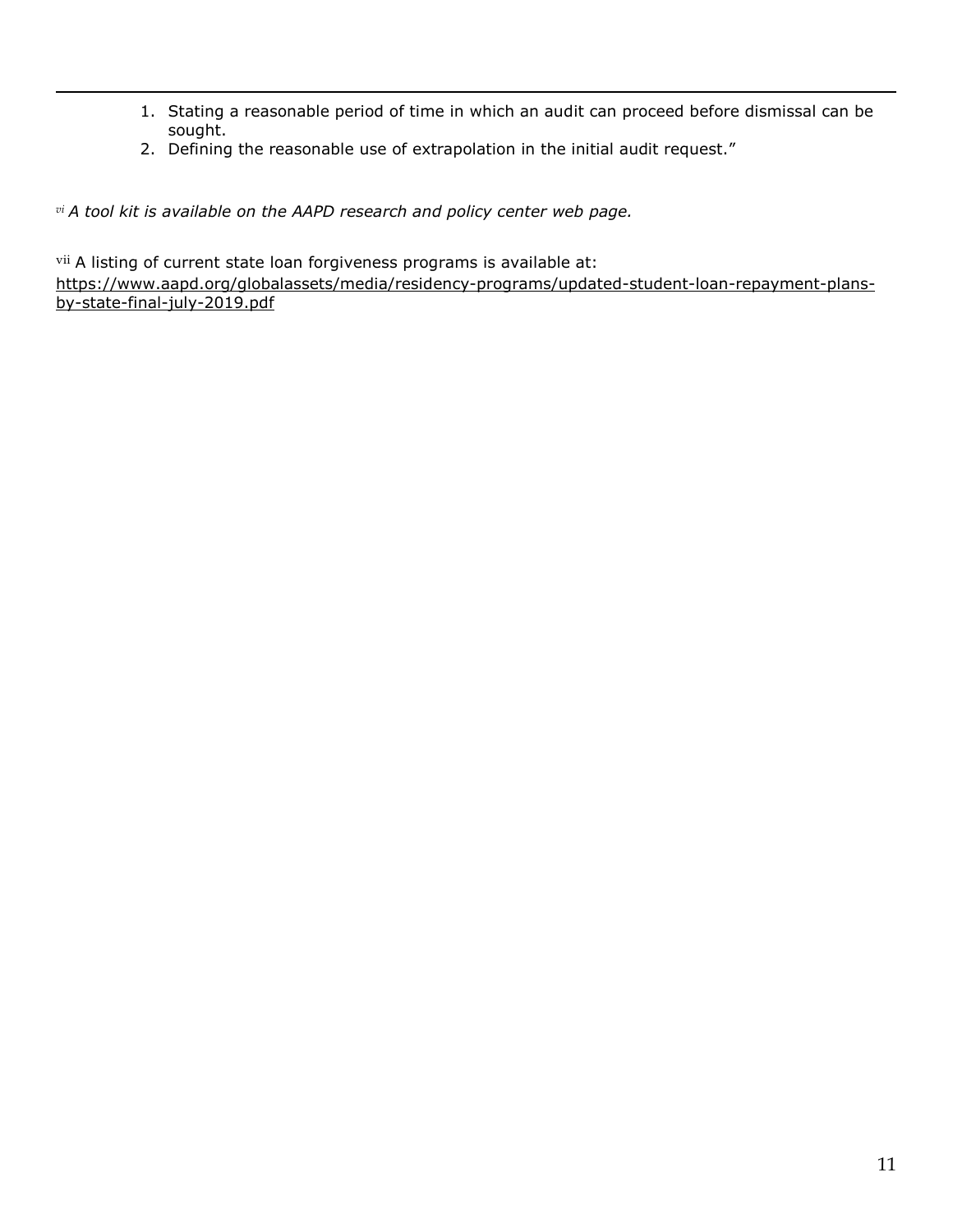1. Stating a reasonable period of time in which an audit can proceed before dismissal can be sought.
2. Defining the reasonable use of extrapolation in the initial audit request."

[vi] *A tool kit is available on the AAPD research and policy center web page.*

[vii] A listing of current state loan forgiveness programs is available at: https://www.aapd.org/globalassets/media/residency-programs/updated-student-loan-repayment-plans-by-state-final-july-2019.pdf